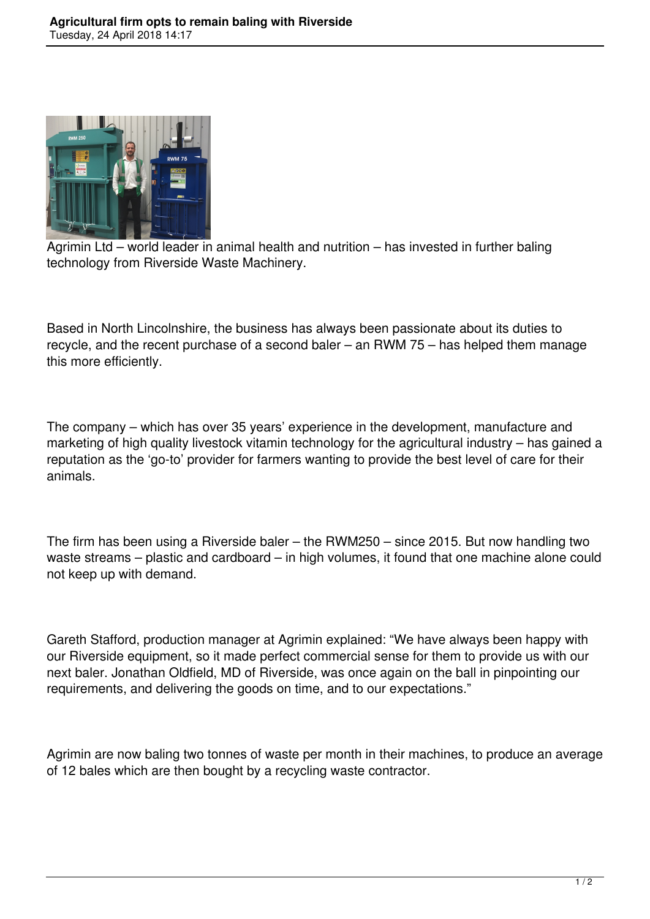# Agricultural firm opts to remain baling with Riverside

Tuesday, 24 April 2018 14:17

Agrimin Ltd – world leader in animal health and nutrition – has invested in further baling technology from Riverside Waste Machinery.

Based in North Lincolnshire, the business has always been passionate about its duties to recycle, and the recent purchase of a second baler – an RWM 75 – has helped them manage this more efficiently.

The company – which has over 35 years' experience in the development, manufacture and marketing of high quality livestock vitamin technology for the agricultural industry – has gained a reputation as the 'go-to' provider for farmers wanting to provide the best level of care for their animals.

The firm has been using a Riverside baler – the RWM250 – since 2015. But now handling two waste streams – plastic and cardboard – in high volumes, it found that one machine alone could not keep up with demand.

Gareth Stafford, production manager at Agrimin explained: "We have always been happy with our Riverside equipment, so it made perfect commercial sense for them to provide us with our next baler. Jonathan Oldfield, MD of Riverside, was once again on the ball in pinpointing our requirements, and delivering the goods on time, and to our expectations."

Agrimin are now baling two tonnes of waste per month in their machines, to produce an average of 12 bales which are then bought by a recycling waste contractor.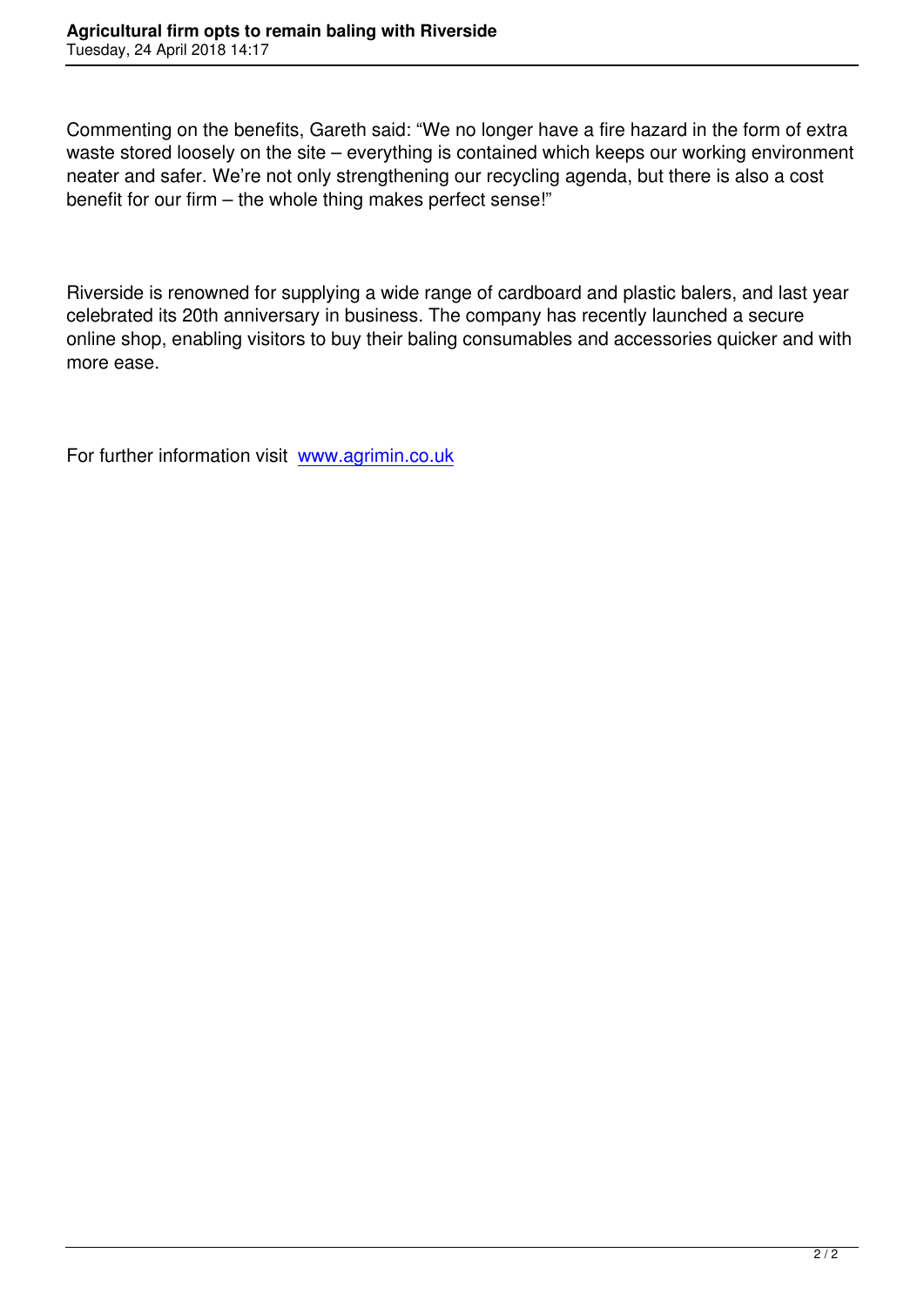Commenting on the benefits, Gareth said: "We no longer have a fire hazard in the form of extra waste stored loosely on the site – everything is contained which keeps our working environment neater and safer. We're not only strengthening our recycling agenda, but there is also a cost benefit for our firm – the whole thing makes perfect sense!"

Riverside is renowned for supplying a wide range of cardboard and plastic balers, and last year celebrated its 20th anniversary in business. The company has recently launched a secure online shop, enabling visitors to buy their baling consumables and accessories quicker and with more ease.

For further information visit [www.agrimin.co.uk](http://www.agrimin.co.uk)